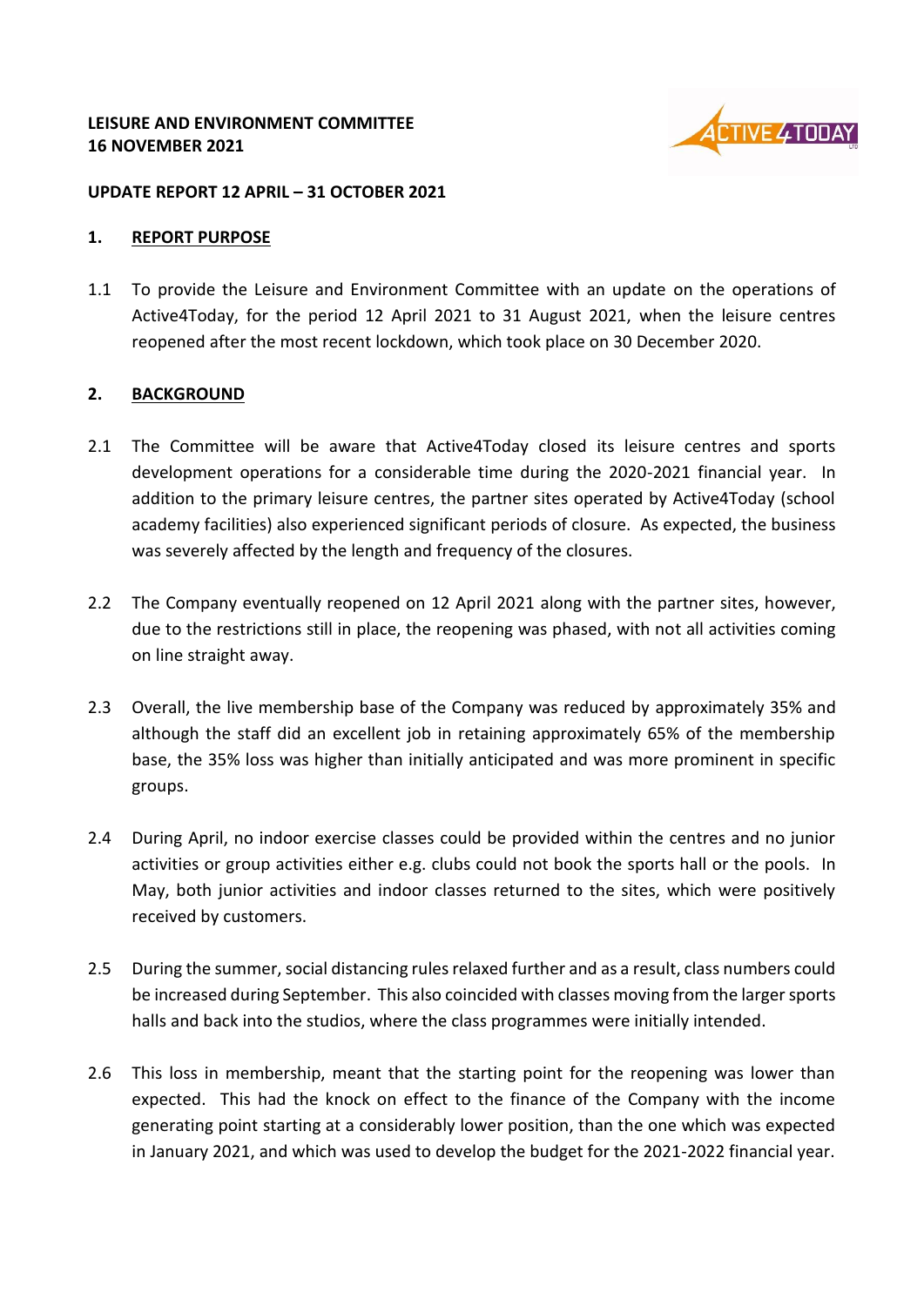**LEISURE AND ENVIRONMENT COMMITTEE**
**16 NOVEMBER 2021**

**UPDATE REPORT 12 APRIL – 31 OCTOBER 2021**

## 1. REPORT PURPOSE

1.1 To provide the Leisure and Environment Committee with an update on the operations of Active4Today, for the period 12 April 2021 to 31 August 2021, when the leisure centres reopened after the most recent lockdown, which took place on 30 December 2020.

## 2. BACKGROUND

2.1 The Committee will be aware that Active4Today closed its leisure centres and sports development operations for a considerable time during the 2020-2021 financial year. In addition to the primary leisure centres, the partner sites operated by Active4Today (school academy facilities) also experienced significant periods of closure. As expected, the business was severely affected by the length and frequency of the closures.

2.2 The Company eventually reopened on 12 April 2021 along with the partner sites, however, due to the restrictions still in place, the reopening was phased, with not all activities coming on line straight away.

2.3 Overall, the live membership base of the Company was reduced by approximately 35% and although the staff did an excellent job in retaining approximately 65% of the membership base, the 35% loss was higher than initially anticipated and was more prominent in specific groups.

2.4 During April, no indoor exercise classes could be provided within the centres and no junior activities or group activities either e.g. clubs could not book the sports hall or the pools. In May, both junior activities and indoor classes returned to the sites, which were positively received by customers.

2.5 During the summer, social distancing rules relaxed further and as a result, class numbers could be increased during September. This also coincided with classes moving from the larger sports halls and back into the studios, where the class programmes were initially intended.

2.6 This loss in membership, meant that the starting point for the reopening was lower than expected. This had the knock on effect to the finance of the Company with the income generating point starting at a considerably lower position, than the one which was expected in January 2021, and which was used to develop the budget for the 2021-2022 financial year.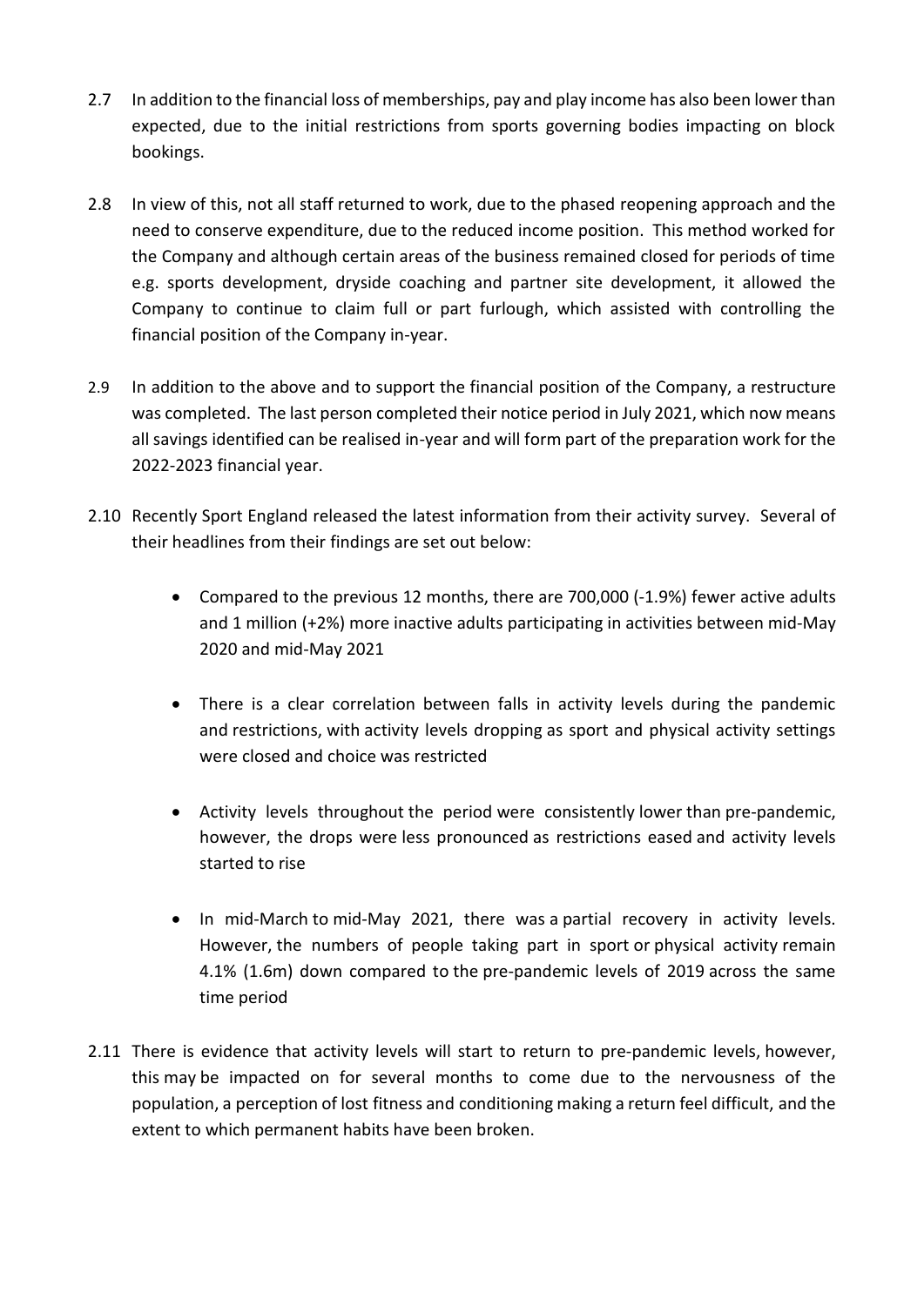2.7 In addition to the financial loss of memberships, pay and play income has also been lower than expected, due to the initial restrictions from sports governing bodies impacting on block bookings.

2.8 In view of this, not all staff returned to work, due to the phased reopening approach and the need to conserve expenditure, due to the reduced income position. This method worked for the Company and although certain areas of the business remained closed for periods of time e.g. sports development, dryside coaching and partner site development, it allowed the Company to continue to claim full or part furlough, which assisted with controlling the financial position of the Company in-year.

2.9 In addition to the above and to support the financial position of the Company, a restructure was completed. The last person completed their notice period in July 2021, which now means all savings identified can be realised in-year and will form part of the preparation work for the 2022-2023 financial year.

2.10 Recently Sport England released the latest information from their activity survey. Several of their headlines from their findings are set out below:

- Compared to the previous 12 months, there are 700,000 (-1.9%) fewer active adults and 1 million (+2%) more inactive adults participating in activities between mid-May 2020 and mid-May 2021
- There is a clear correlation between falls in activity levels during the pandemic and restrictions, with activity levels dropping as sport and physical activity settings were closed and choice was restricted
- Activity levels throughout the period were consistently lower than pre-pandemic, however, the drops were less pronounced as restrictions eased and activity levels started to rise
- In mid-March to mid-May 2021, there was a partial recovery in activity levels. However, the numbers of people taking part in sport or physical activity remain 4.1% (1.6m) down compared to the pre-pandemic levels of 2019 across the same time period

2.11 There is evidence that activity levels will start to return to pre-pandemic levels, however, this may be impacted on for several months to come due to the nervousness of the population, a perception of lost fitness and conditioning making a return feel difficult, and the extent to which permanent habits have been broken.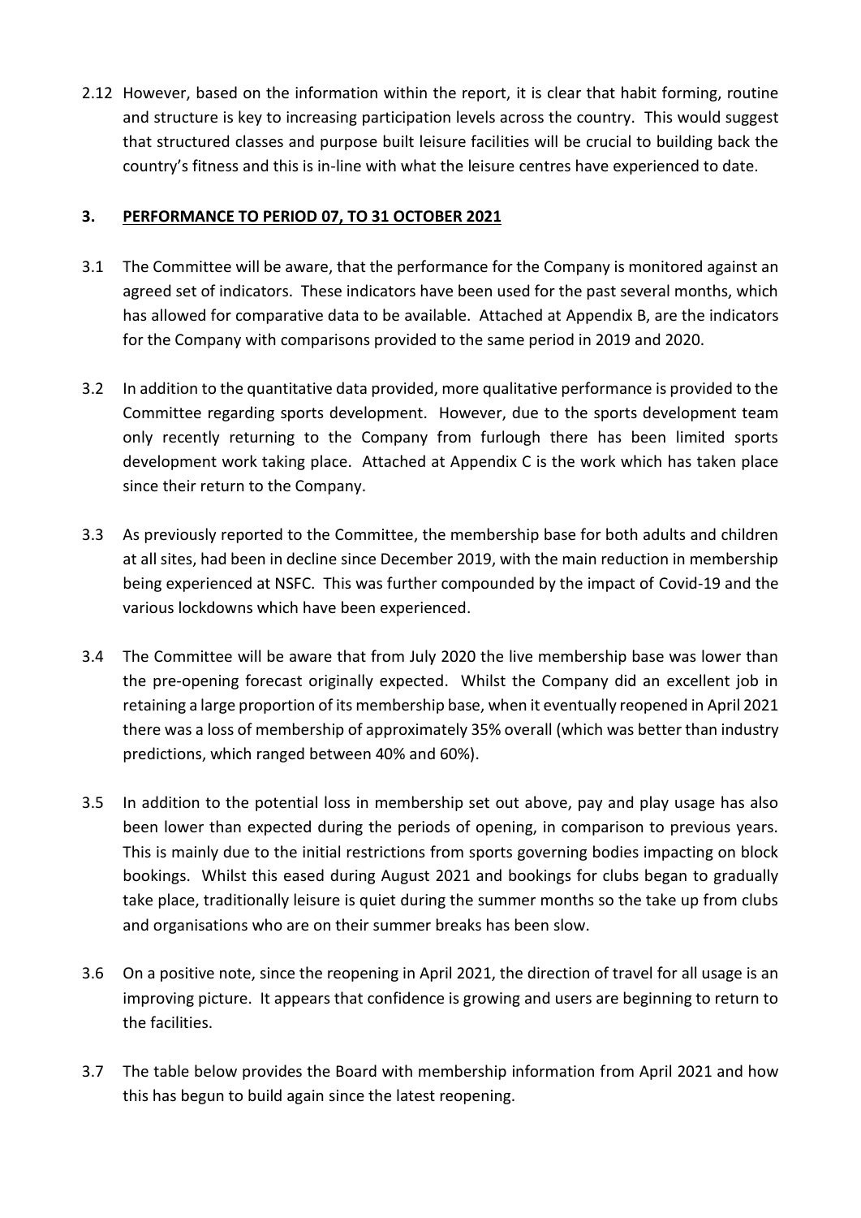2.12 However, based on the information within the report, it is clear that habit forming, routine and structure is key to increasing participation levels across the country. This would suggest that structured classes and purpose built leisure facilities will be crucial to building back the country's fitness and this is in-line with what the leisure centres have experienced to date.

## 3. PERFORMANCE TO PERIOD 07, TO 31 OCTOBER 2021

3.1 The Committee will be aware, that the performance for the Company is monitored against an agreed set of indicators. These indicators have been used for the past several months, which has allowed for comparative data to be available. Attached at Appendix B, are the indicators for the Company with comparisons provided to the same period in 2019 and 2020.

3.2 In addition to the quantitative data provided, more qualitative performance is provided to the Committee regarding sports development. However, due to the sports development team only recently returning to the Company from furlough there has been limited sports development work taking place. Attached at Appendix C is the work which has taken place since their return to the Company.

3.3 As previously reported to the Committee, the membership base for both adults and children at all sites, had been in decline since December 2019, with the main reduction in membership being experienced at NSFC. This was further compounded by the impact of Covid-19 and the various lockdowns which have been experienced.

3.4 The Committee will be aware that from July 2020 the live membership base was lower than the pre-opening forecast originally expected. Whilst the Company did an excellent job in retaining a large proportion of its membership base, when it eventually reopened in April 2021 there was a loss of membership of approximately 35% overall (which was better than industry predictions, which ranged between 40% and 60%).

3.5 In addition to the potential loss in membership set out above, pay and play usage has also been lower than expected during the periods of opening, in comparison to previous years. This is mainly due to the initial restrictions from sports governing bodies impacting on block bookings. Whilst this eased during August 2021 and bookings for clubs began to gradually take place, traditionally leisure is quiet during the summer months so the take up from clubs and organisations who are on their summer breaks has been slow.

3.6 On a positive note, since the reopening in April 2021, the direction of travel for all usage is an improving picture. It appears that confidence is growing and users are beginning to return to the facilities.

3.7 The table below provides the Board with membership information from April 2021 and how this has begun to build again since the latest reopening.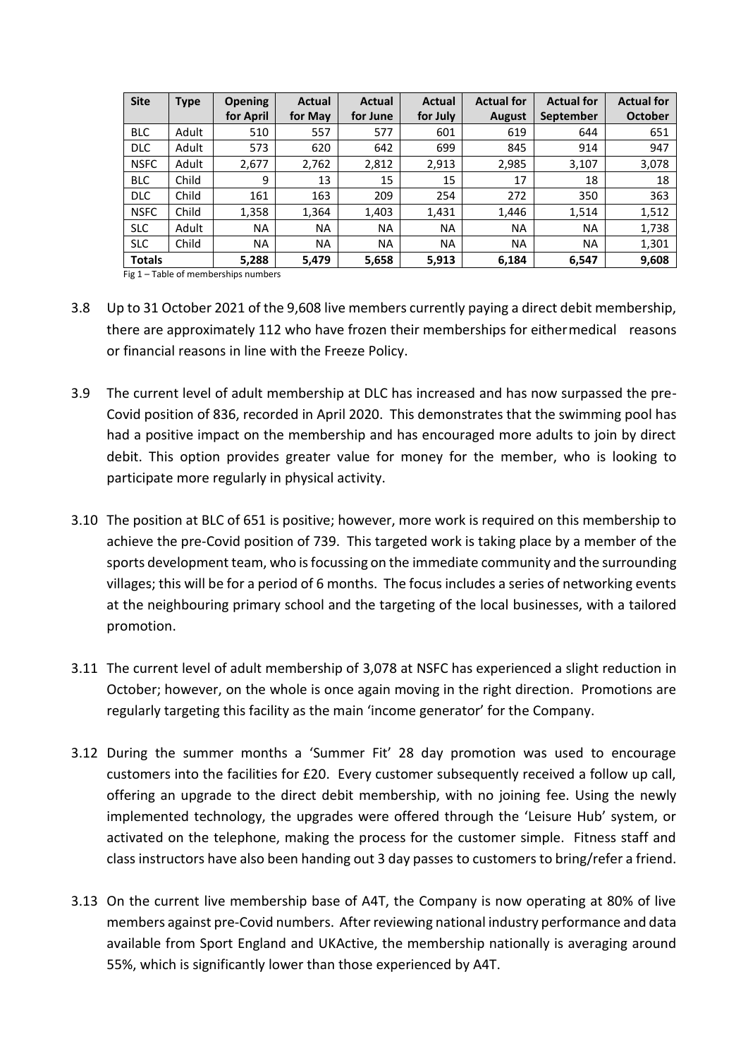| Site | Type | Opening for April | Actual for May | Actual for June | Actual for July | Actual for August | Actual for September | Actual for October |
|---|---|---|---|---|---|---|---|---|
| BLC | Adult | 510 | 557 | 577 | 601 | 619 | 644 | 651 |
| DLC | Adult | 573 | 620 | 642 | 699 | 845 | 914 | 947 |
| NSFC | Adult | 2,677 | 2,762 | 2,812 | 2,913 | 2,985 | 3,107 | 3,078 |
| BLC | Child | 9 | 13 | 15 | 15 | 17 | 18 | 18 |
| DLC | Child | 161 | 163 | 209 | 254 | 272 | 350 | 363 |
| NSFC | Child | 1,358 | 1,364 | 1,403 | 1,431 | 1,446 | 1,514 | 1,512 |
| SLC | Adult | NA | NA | NA | NA | NA | NA | 1,738 |
| SLC | Child | NA | NA | NA | NA | NA | NA | 1,301 |
| Totals | | 5,288 | 5,479 | 5,658 | 5,913 | 6,184 | 6,547 | 9,608 |

Fig 1 – Table of memberships numbers

3.8 Up to 31 October 2021 of the 9,608 live members currently paying a direct debit membership, there are approximately 112 who have frozen their memberships for either medical reasons or financial reasons in line with the Freeze Policy.

3.9 The current level of adult membership at DLC has increased and has now surpassed the pre-Covid position of 836, recorded in April 2020. This demonstrates that the swimming pool has had a positive impact on the membership and has encouraged more adults to join by direct debit. This option provides greater value for money for the member, who is looking to participate more regularly in physical activity.

3.10 The position at BLC of 651 is positive; however, more work is required on this membership to achieve the pre-Covid position of 739. This targeted work is taking place by a member of the sports development team, who is focussing on the immediate community and the surrounding villages; this will be for a period of 6 months. The focus includes a series of networking events at the neighbouring primary school and the targeting of the local businesses, with a tailored promotion.

3.11 The current level of adult membership of 3,078 at NSFC has experienced a slight reduction in October; however, on the whole is once again moving in the right direction. Promotions are regularly targeting this facility as the main 'income generator' for the Company.

3.12 During the summer months a 'Summer Fit' 28 day promotion was used to encourage customers into the facilities for £20. Every customer subsequently received a follow up call, offering an upgrade to the direct debit membership, with no joining fee. Using the newly implemented technology, the upgrades were offered through the 'Leisure Hub' system, or activated on the telephone, making the process for the customer simple. Fitness staff and class instructors have also been handing out 3 day passes to customers to bring/refer a friend.

3.13 On the current live membership base of A4T, the Company is now operating at 80% of live members against pre-Covid numbers. After reviewing national industry performance and data available from Sport England and UKActive, the membership nationally is averaging around 55%, which is significantly lower than those experienced by A4T.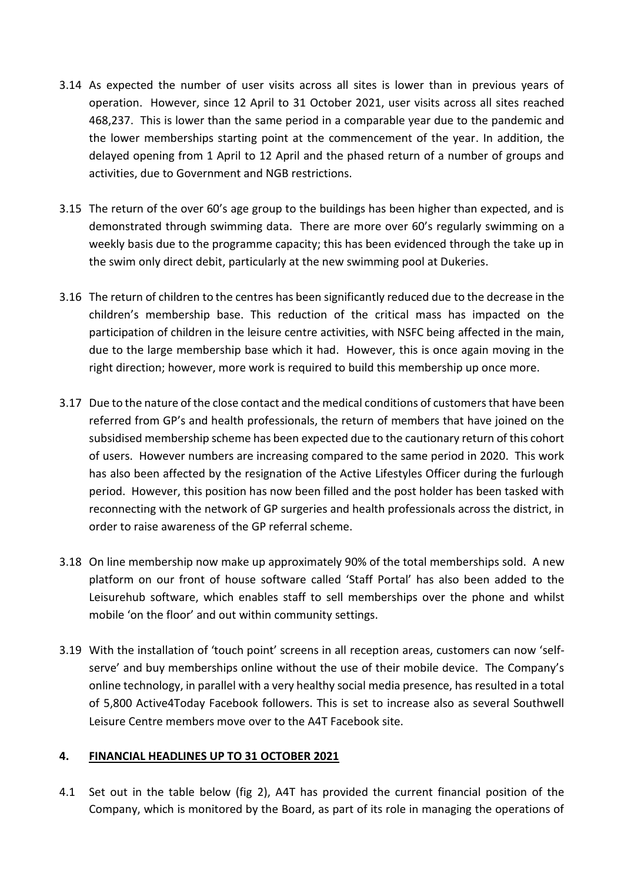3.14 As expected the number of user visits across all sites is lower than in previous years of operation. However, since 12 April to 31 October 2021, user visits across all sites reached 468,237. This is lower than the same period in a comparable year due to the pandemic and the lower memberships starting point at the commencement of the year. In addition, the delayed opening from 1 April to 12 April and the phased return of a number of groups and activities, due to Government and NGB restrictions.

3.15 The return of the over 60's age group to the buildings has been higher than expected, and is demonstrated through swimming data. There are more over 60's regularly swimming on a weekly basis due to the programme capacity; this has been evidenced through the take up in the swim only direct debit, particularly at the new swimming pool at Dukeries.

3.16 The return of children to the centres has been significantly reduced due to the decrease in the children's membership base. This reduction of the critical mass has impacted on the participation of children in the leisure centre activities, with NSFC being affected in the main, due to the large membership base which it had. However, this is once again moving in the right direction; however, more work is required to build this membership up once more.

3.17 Due to the nature of the close contact and the medical conditions of customers that have been referred from GP's and health professionals, the return of members that have joined on the subsidised membership scheme has been expected due to the cautionary return of this cohort of users. However numbers are increasing compared to the same period in 2020. This work has also been affected by the resignation of the Active Lifestyles Officer during the furlough period. However, this position has now been filled and the post holder has been tasked with reconnecting with the network of GP surgeries and health professionals across the district, in order to raise awareness of the GP referral scheme.

3.18 On line membership now make up approximately 90% of the total memberships sold. A new platform on our front of house software called 'Staff Portal' has also been added to the Leisurehub software, which enables staff to sell memberships over the phone and whilst mobile 'on the floor' and out within community settings.

3.19 With the installation of 'touch point' screens in all reception areas, customers can now 'self-serve' and buy memberships online without the use of their mobile device. The Company's online technology, in parallel with a very healthy social media presence, has resulted in a total of 5,800 Active4Today Facebook followers. This is set to increase also as several Southwell Leisure Centre members move over to the A4T Facebook site.

## 4. FINANCIAL HEADLINES UP TO 31 OCTOBER 2021

4.1 Set out in the table below (fig 2), A4T has provided the current financial position of the Company, which is monitored by the Board, as part of its role in managing the operations of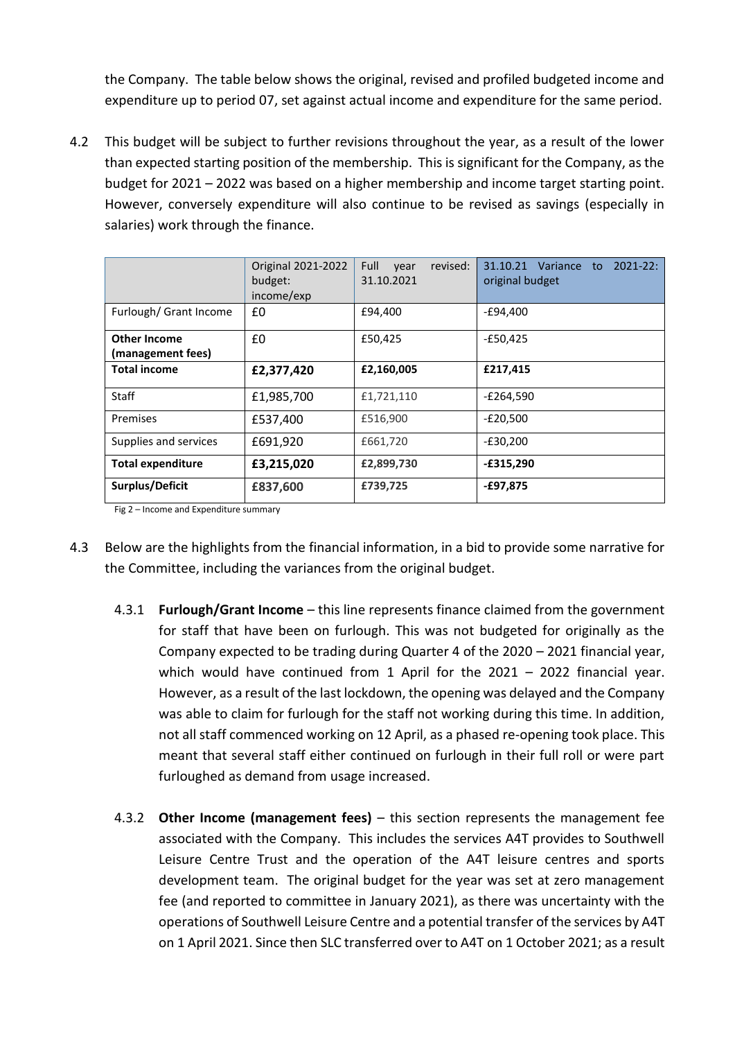the Company. The table below shows the original, revised and profiled budgeted income and expenditure up to period 07, set against actual income and expenditure for the same period.

4.2 This budget will be subject to further revisions throughout the year, as a result of the lower than expected starting position of the membership. This is significant for the Company, as the budget for 2021 – 2022 was based on a higher membership and income target starting point. However, conversely expenditure will also continue to be revised as savings (especially in salaries) work through the finance.

| | Original 2021-2022 budget: income/exp | Full year revised: 31.10.2021 | 31.10.21 Variance to 2021-22: original budget |
|---|---|---|---|
| Furlough/ Grant Income | £0 | £94,400 | -£94,400 |
| **Other Income (management fees)** | £0 | £50,425 | -£50,425 |
| **Total income** | **£2,377,420** | **£2,160,005** | **£217,415** |
| Staff | £1,985,700 | £1,721,110 | -£264,590 |
| Premises | £537,400 | £516,900 | -£20,500 |
| Supplies and services | £691,920 | £661,720 | -£30,200 |
| **Total expenditure** | **£3,215,020** | **£2,899,730** | **-£315,290** |
| **Surplus/Deficit** | **£837,600** | **£739,725** | **-£97,875** |

Fig 2 – Income and Expenditure summary

4.3 Below are the highlights from the financial information, in a bid to provide some narrative for the Committee, including the variances from the original budget.

4.3.1 **Furlough/Grant Income** – this line represents finance claimed from the government for staff that have been on furlough. This was not budgeted for originally as the Company expected to be trading during Quarter 4 of the 2020 – 2021 financial year, which would have continued from 1 April for the 2021 – 2022 financial year. However, as a result of the last lockdown, the opening was delayed and the Company was able to claim for furlough for the staff not working during this time. In addition, not all staff commenced working on 12 April, as a phased re-opening took place. This meant that several staff either continued on furlough in their full roll or were part furloughed as demand from usage increased.

4.3.2 **Other Income (management fees)** – this section represents the management fee associated with the Company. This includes the services A4T provides to Southwell Leisure Centre Trust and the operation of the A4T leisure centres and sports development team. The original budget for the year was set at zero management fee (and reported to committee in January 2021), as there was uncertainty with the operations of Southwell Leisure Centre and a potential transfer of the services by A4T on 1 April 2021. Since then SLC transferred over to A4T on 1 October 2021; as a result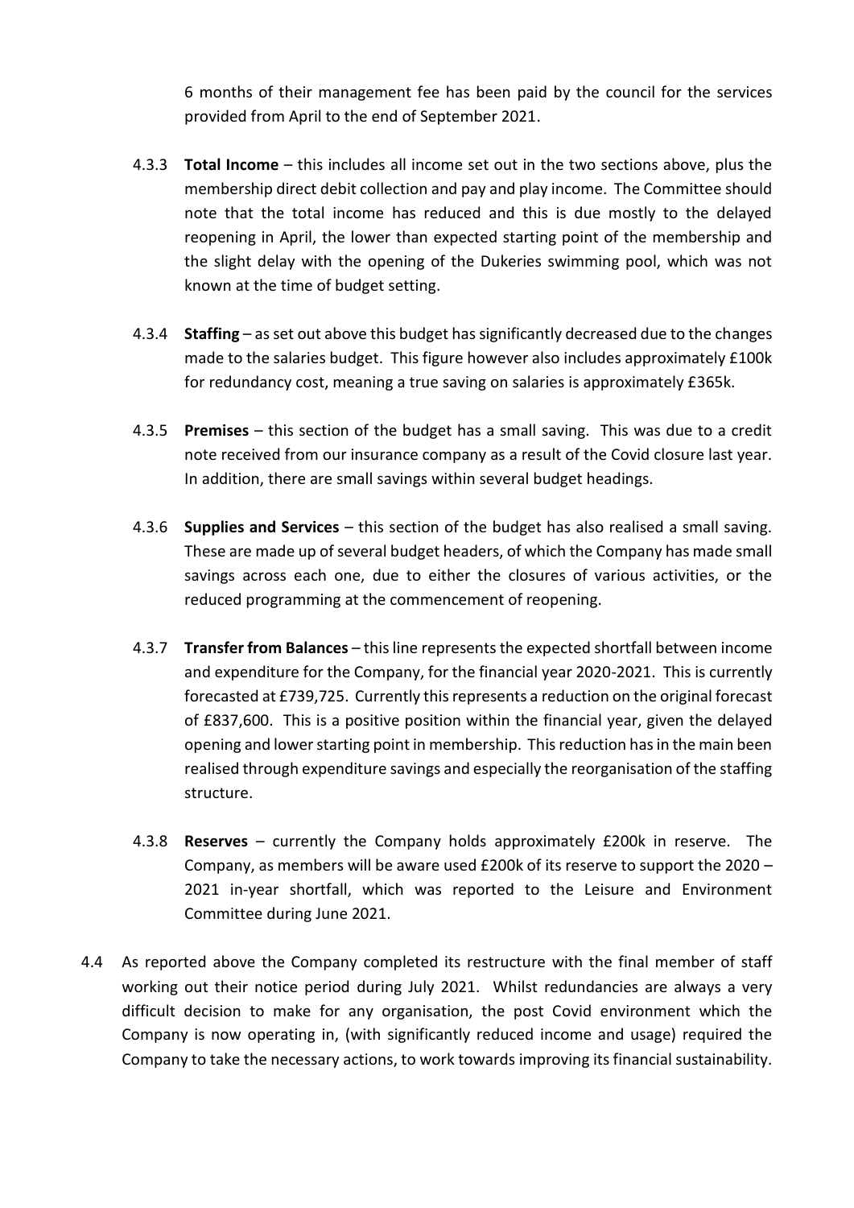6 months of their management fee has been paid by the council for the services provided from April to the end of September 2021.

4.3.3 **Total Income** – this includes all income set out in the two sections above, plus the membership direct debit collection and pay and play income. The Committee should note that the total income has reduced and this is due mostly to the delayed reopening in April, the lower than expected starting point of the membership and the slight delay with the opening of the Dukeries swimming pool, which was not known at the time of budget setting.

4.3.4 **Staffing** – as set out above this budget has significantly decreased due to the changes made to the salaries budget. This figure however also includes approximately £100k for redundancy cost, meaning a true saving on salaries is approximately £365k.

4.3.5 **Premises** – this section of the budget has a small saving. This was due to a credit note received from our insurance company as a result of the Covid closure last year. In addition, there are small savings within several budget headings.

4.3.6 **Supplies and Services** – this section of the budget has also realised a small saving. These are made up of several budget headers, of which the Company has made small savings across each one, due to either the closures of various activities, or the reduced programming at the commencement of reopening.

4.3.7 **Transfer from Balances** – this line represents the expected shortfall between income and expenditure for the Company, for the financial year 2020-2021. This is currently forecasted at £739,725. Currently this represents a reduction on the original forecast of £837,600. This is a positive position within the financial year, given the delayed opening and lower starting point in membership. This reduction has in the main been realised through expenditure savings and especially the reorganisation of the staffing structure.

4.3.8 **Reserves** – currently the Company holds approximately £200k in reserve. The Company, as members will be aware used £200k of its reserve to support the 2020 – 2021 in-year shortfall, which was reported to the Leisure and Environment Committee during June 2021.

4.4 As reported above the Company completed its restructure with the final member of staff working out their notice period during July 2021. Whilst redundancies are always a very difficult decision to make for any organisation, the post Covid environment which the Company is now operating in, (with significantly reduced income and usage) required the Company to take the necessary actions, to work towards improving its financial sustainability.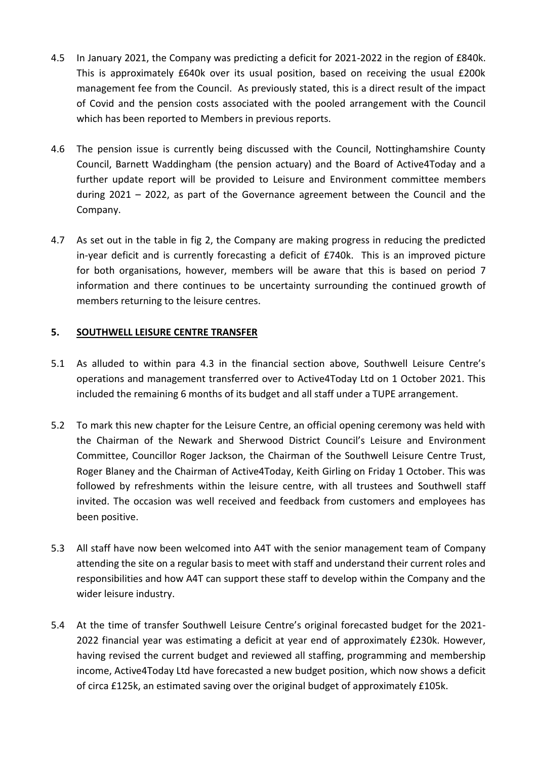4.5 In January 2021, the Company was predicting a deficit for 2021-2022 in the region of £840k. This is approximately £640k over its usual position, based on receiving the usual £200k management fee from the Council. As previously stated, this is a direct result of the impact of Covid and the pension costs associated with the pooled arrangement with the Council which has been reported to Members in previous reports.

4.6 The pension issue is currently being discussed with the Council, Nottinghamshire County Council, Barnett Waddingham (the pension actuary) and the Board of Active4Today and a further update report will be provided to Leisure and Environment committee members during 2021 – 2022, as part of the Governance agreement between the Council and the Company.

4.7 As set out in the table in fig 2, the Company are making progress in reducing the predicted in-year deficit and is currently forecasting a deficit of £740k. This is an improved picture for both organisations, however, members will be aware that this is based on period 7 information and there continues to be uncertainty surrounding the continued growth of members returning to the leisure centres.

## 5. SOUTHWELL LEISURE CENTRE TRANSFER

5.1 As alluded to within para 4.3 in the financial section above, Southwell Leisure Centre's operations and management transferred over to Active4Today Ltd on 1 October 2021. This included the remaining 6 months of its budget and all staff under a TUPE arrangement.

5.2 To mark this new chapter for the Leisure Centre, an official opening ceremony was held with the Chairman of the Newark and Sherwood District Council's Leisure and Environment Committee, Councillor Roger Jackson, the Chairman of the Southwell Leisure Centre Trust, Roger Blaney and the Chairman of Active4Today, Keith Girling on Friday 1 October. This was followed by refreshments within the leisure centre, with all trustees and Southwell staff invited. The occasion was well received and feedback from customers and employees has been positive.

5.3 All staff have now been welcomed into A4T with the senior management team of Company attending the site on a regular basis to meet with staff and understand their current roles and responsibilities and how A4T can support these staff to develop within the Company and the wider leisure industry.

5.4 At the time of transfer Southwell Leisure Centre's original forecasted budget for the 2021-2022 financial year was estimating a deficit at year end of approximately £230k. However, having revised the current budget and reviewed all staffing, programming and membership income, Active4Today Ltd have forecasted a new budget position, which now shows a deficit of circa £125k, an estimated saving over the original budget of approximately £105k.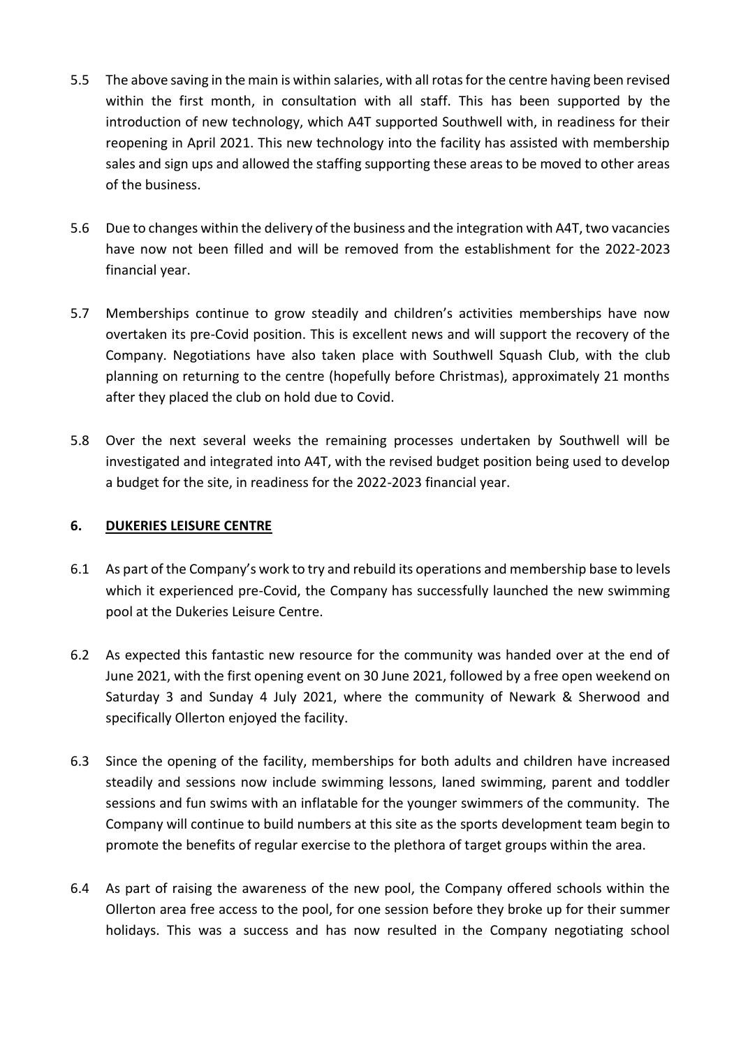5.5 The above saving in the main is within salaries, with all rotas for the centre having been revised within the first month, in consultation with all staff. This has been supported by the introduction of new technology, which A4T supported Southwell with, in readiness for their reopening in April 2021. This new technology into the facility has assisted with membership sales and sign ups and allowed the staffing supporting these areas to be moved to other areas of the business.

5.6 Due to changes within the delivery of the business and the integration with A4T, two vacancies have now not been filled and will be removed from the establishment for the 2022-2023 financial year.

5.7 Memberships continue to grow steadily and children's activities memberships have now overtaken its pre-Covid position. This is excellent news and will support the recovery of the Company. Negotiations have also taken place with Southwell Squash Club, with the club planning on returning to the centre (hopefully before Christmas), approximately 21 months after they placed the club on hold due to Covid.

5.8 Over the next several weeks the remaining processes undertaken by Southwell will be investigated and integrated into A4T, with the revised budget position being used to develop a budget for the site, in readiness for the 2022-2023 financial year.

## 6. DUKERIES LEISURE CENTRE

6.1 As part of the Company's work to try and rebuild its operations and membership base to levels which it experienced pre-Covid, the Company has successfully launched the new swimming pool at the Dukeries Leisure Centre.

6.2 As expected this fantastic new resource for the community was handed over at the end of June 2021, with the first opening event on 30 June 2021, followed by a free open weekend on Saturday 3 and Sunday 4 July 2021, where the community of Newark & Sherwood and specifically Ollerton enjoyed the facility.

6.3 Since the opening of the facility, memberships for both adults and children have increased steadily and sessions now include swimming lessons, laned swimming, parent and toddler sessions and fun swims with an inflatable for the younger swimmers of the community. The Company will continue to build numbers at this site as the sports development team begin to promote the benefits of regular exercise to the plethora of target groups within the area.

6.4 As part of raising the awareness of the new pool, the Company offered schools within the Ollerton area free access to the pool, for one session before they broke up for their summer holidays. This was a success and has now resulted in the Company negotiating school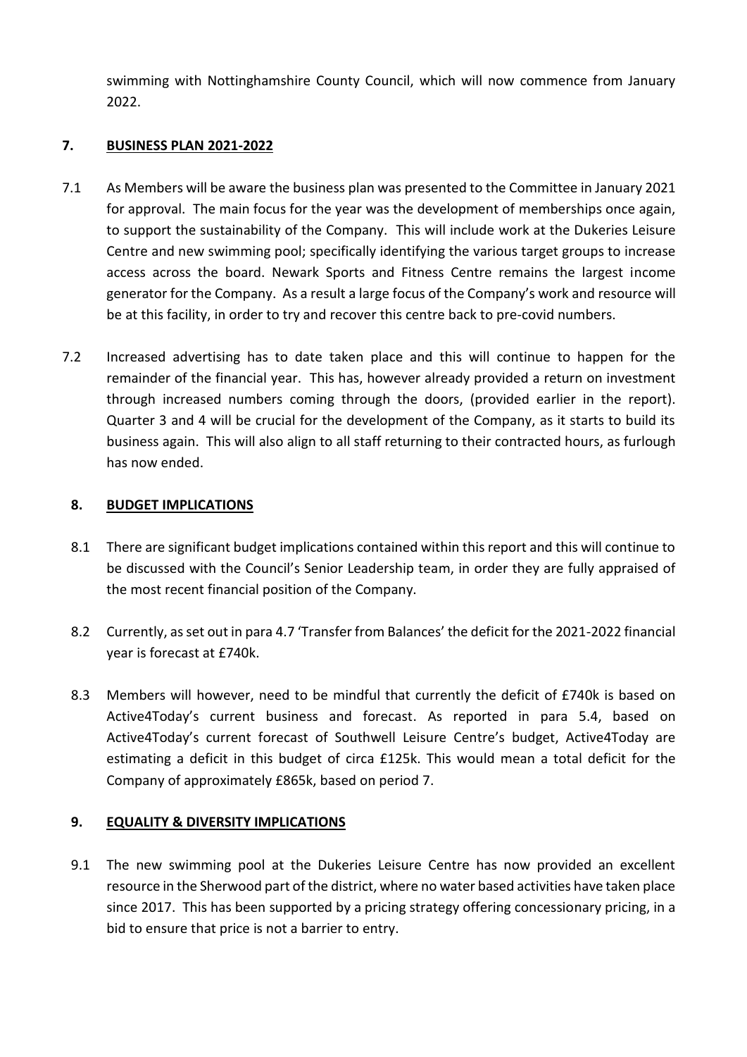swimming with Nottinghamshire County Council, which will now commence from January 2022.

## 7. BUSINESS PLAN 2021-2022

7.1 As Members will be aware the business plan was presented to the Committee in January 2021 for approval. The main focus for the year was the development of memberships once again, to support the sustainability of the Company. This will include work at the Dukeries Leisure Centre and new swimming pool; specifically identifying the various target groups to increase access across the board. Newark Sports and Fitness Centre remains the largest income generator for the Company. As a result a large focus of the Company's work and resource will be at this facility, in order to try and recover this centre back to pre-covid numbers.

7.2 Increased advertising has to date taken place and this will continue to happen for the remainder of the financial year. This has, however already provided a return on investment through increased numbers coming through the doors, (provided earlier in the report). Quarter 3 and 4 will be crucial for the development of the Company, as it starts to build its business again. This will also align to all staff returning to their contracted hours, as furlough has now ended.

## 8. BUDGET IMPLICATIONS

8.1 There are significant budget implications contained within this report and this will continue to be discussed with the Council's Senior Leadership team, in order they are fully appraised of the most recent financial position of the Company.

8.2 Currently, as set out in para 4.7 'Transfer from Balances' the deficit for the 2021-2022 financial year is forecast at £740k.

8.3 Members will however, need to be mindful that currently the deficit of £740k is based on Active4Today's current business and forecast. As reported in para 5.4, based on Active4Today's current forecast of Southwell Leisure Centre's budget, Active4Today are estimating a deficit in this budget of circa £125k. This would mean a total deficit for the Company of approximately £865k, based on period 7.

## 9. EQUALITY & DIVERSITY IMPLICATIONS

9.1 The new swimming pool at the Dukeries Leisure Centre has now provided an excellent resource in the Sherwood part of the district, where no water based activities have taken place since 2017. This has been supported by a pricing strategy offering concessionary pricing, in a bid to ensure that price is not a barrier to entry.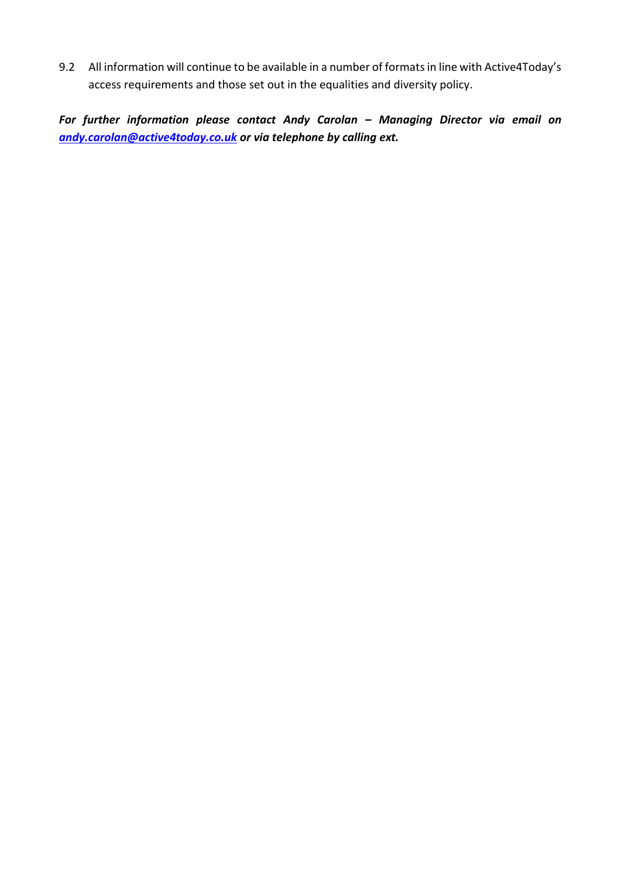9.2 All information will continue to be available in a number of formats in line with Active4Today's access requirements and those set out in the equalities and diversity policy.

***For further information please contact Andy Carolan – Managing Director via email on [andy.carolan@active4today.co.uk](mailto:andy.carolan@active4today.co.uk) or via telephone by calling ext.***